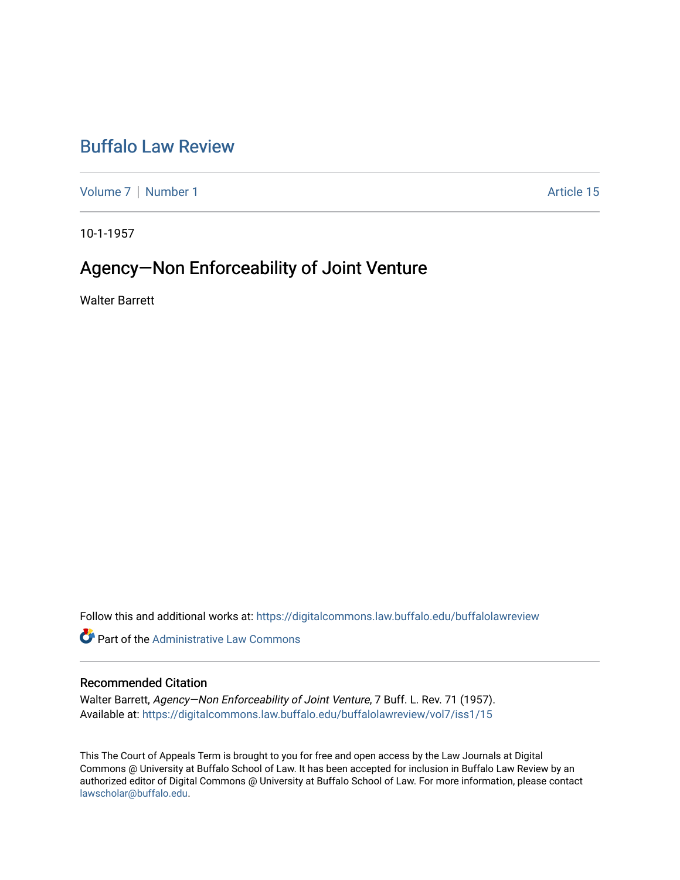# Buffalo Law Review

Volume 7 | Number 1 — Article 15

10-1-1957

## Agency—Non Enforceability of Joint Venture

Walter Barrett

Follow this and additional works at: https://digitalcommons.law.buffalo.edu/buffalolawreview

Part of the Administrative Law Commons

### Recommended Citation

Walter Barrett, *Agency—Non Enforceability of Joint Venture*, 7 Buff. L. Rev. 71 (1957).
Available at: https://digitalcommons.law.buffalo.edu/buffalolawreview/vol7/iss1/15

This The Court of Appeals Term is brought to you for free and open access by the Law Journals at Digital Commons @ University at Buffalo School of Law. It has been accepted for inclusion in Buffalo Law Review by an authorized editor of Digital Commons @ University at Buffalo School of Law. For more information, please contact lawscholar@buffalo.edu.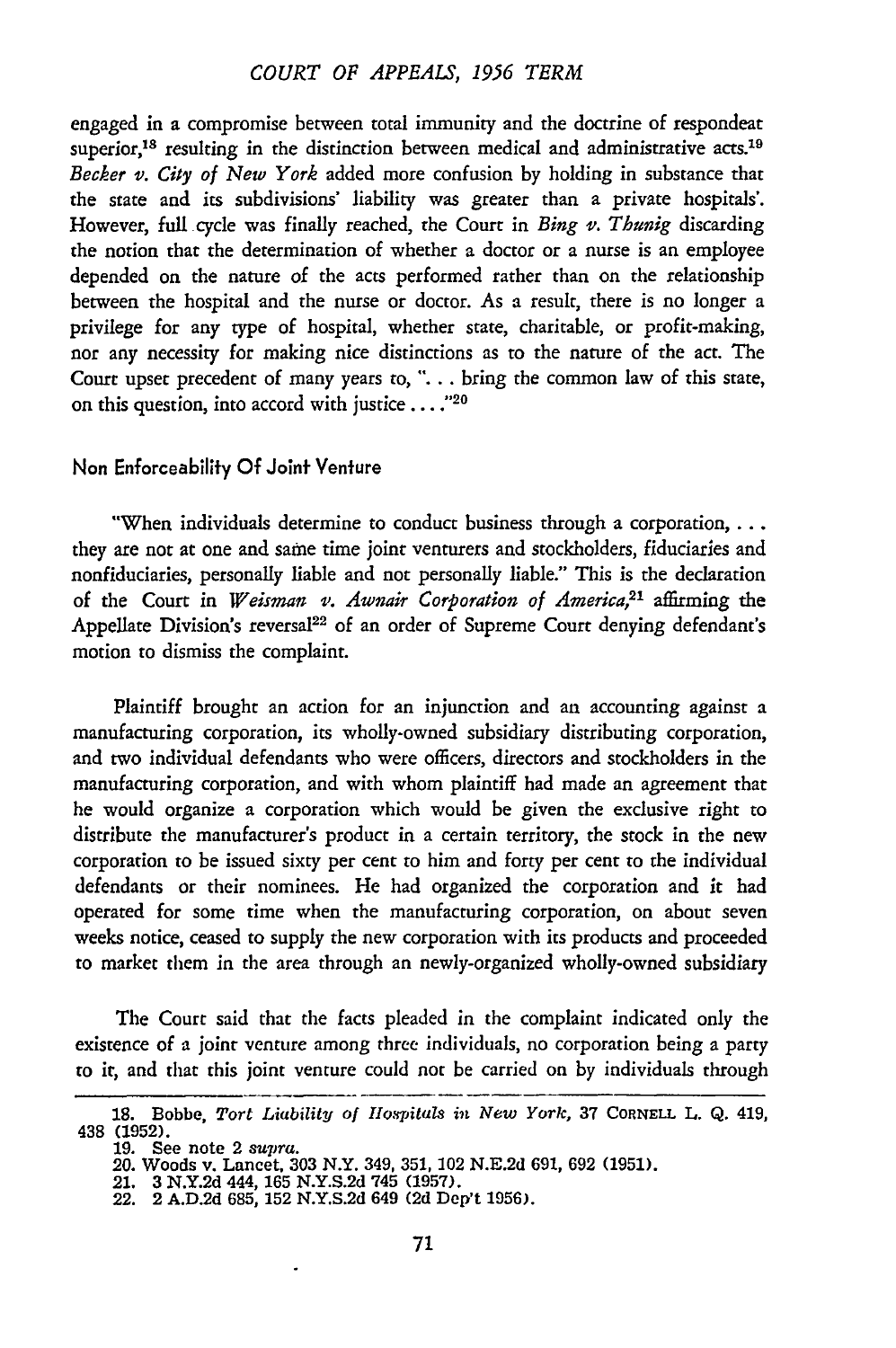engaged in a compromise between total immunity and the doctrine of respondeat superior,[18] resulting in the distinction between medical and administrative acts.[19] *Becker v. City of New York* added more confusion by holding in substance that the state and its subdivisions' liability was greater than a private hospitals'. However, full cycle was finally reached, the Court in *Bing v. Thunig* discarding the notion that the determination of whether a doctor or a nurse is an employee depended on the nature of the acts performed rather than on the relationship between the hospital and the nurse or doctor. As a result, there is no longer a privilege for any type of hospital, whether state, charitable, or profit-making, nor any necessity for making nice distinctions as to the nature of the act. The Court upset precedent of many years to, ". . . bring the common law of this state, on this question, into accord with justice . . . ."[20]

### Non Enforceability Of Joint Venture

"When individuals determine to conduct business through a corporation, . . . they are not at one and same time joint venturers and stockholders, fiduciaries and nonfiduciaries, personally liable and not personally liable." This is the declaration of the Court in *Weisman v. Awnair Corporation of America*,[21] affirming the Appellate Division's reversal[22] of an order of Supreme Court denying defendant's motion to dismiss the complaint.

Plaintiff brought an action for an injunction and an accounting against a manufacturing corporation, its wholly-owned subsidiary distributing corporation, and two individual defendants who were officers, directors and stockholders in the manufacturing corporation, and with whom plaintiff had made an agreement that he would organize a corporation which would be given the exclusive right to distribute the manufacturer's product in a certain territory, the stock in the new corporation to be issued sixty per cent to him and forty per cent to the individual defendants or their nominees. He had organized the corporation and it had operated for some time when the manufacturing corporation, on about seven weeks notice, ceased to supply the new corporation with its products and proceeded to market them in the area through an newly-organized wholly-owned subsidiary

The Court said that the facts pleaded in the complaint indicated only the existence of a joint venture among three individuals, no corporation being a party to it, and that this joint venture could not be carried on by individuals through

---

18. Bobbe, *Tort Liability of Hospitals in New York*, 37 CORNELL L. Q. 419, 438 (1952).
19. See note 2 *supra*.
20. Woods v. Lancet, 303 N.Y. 349, 351, 102 N.E.2d 691, 692 (1951).
21. 3 N.Y.2d 444, 165 N.Y.S.2d 745 (1957).
22. 2 A.D.2d 685, 152 N.Y.S.2d 649 (2d Dep't 1956).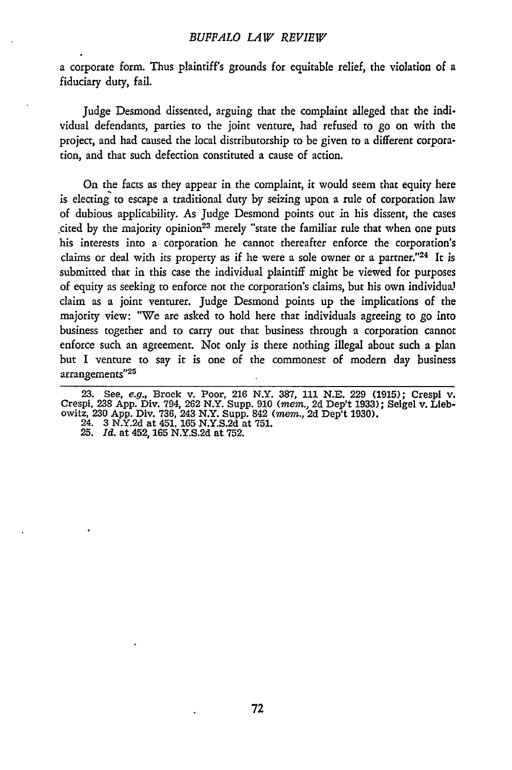a corporate form. Thus plaintiff's grounds for equitable relief, the violation of a fiduciary duty, fail.

Judge Desmond dissented, arguing that the complaint alleged that the individual defendants, parties to the joint venture, had refused to go on with the project, and had caused the local distributorship to be given to a different corporation, and that such defection constituted a cause of action.

On the facts as they appear in the complaint, it would seem that equity here is electing to escape a traditional duty by seizing upon a rule of corporation law of dubious applicability. As Judge Desmond points out in his dissent, the cases cited by the majority opinion[23] merely "state the familiar rule that when one puts his interests into a corporation he cannot thereafter enforce the corporation's claims or deal with its property as if he were a sole owner or a partner."[24] It is submitted that in this case the individual plaintiff might be viewed for purposes of equity as seeking to enforce not the corporation's claims, but his own individual claim as a joint venturer. Judge Desmond points up the implications of the majority view: "We are asked to hold here that individuals agreeing to go into business together and to carry out that business through a corporation cannot enforce such an agreement. Not only is there nothing illegal about such a plan but I venture to say it is one of the commonest of modern day business arrangements"[25]

---

23. See, *e.g.*, Brock v. Poor, 216 N.Y. 387, 111 N.E. 229 (1915); Crespi v. Crespi, 238 App. Div. 794, 262 N.Y. Supp. 910 (*mem.*, 2d Dep't 1933); Seigel v. Liebowitz, 230 App. Div. 736, 243 N.Y. Supp. 842 (*mem.*, 2d Dep't 1930).

24. 3 N.Y.2d at 451, 165 N.Y.S.2d at 751.

25. *Id.* at 452, 165 N.Y.S.2d at 752.